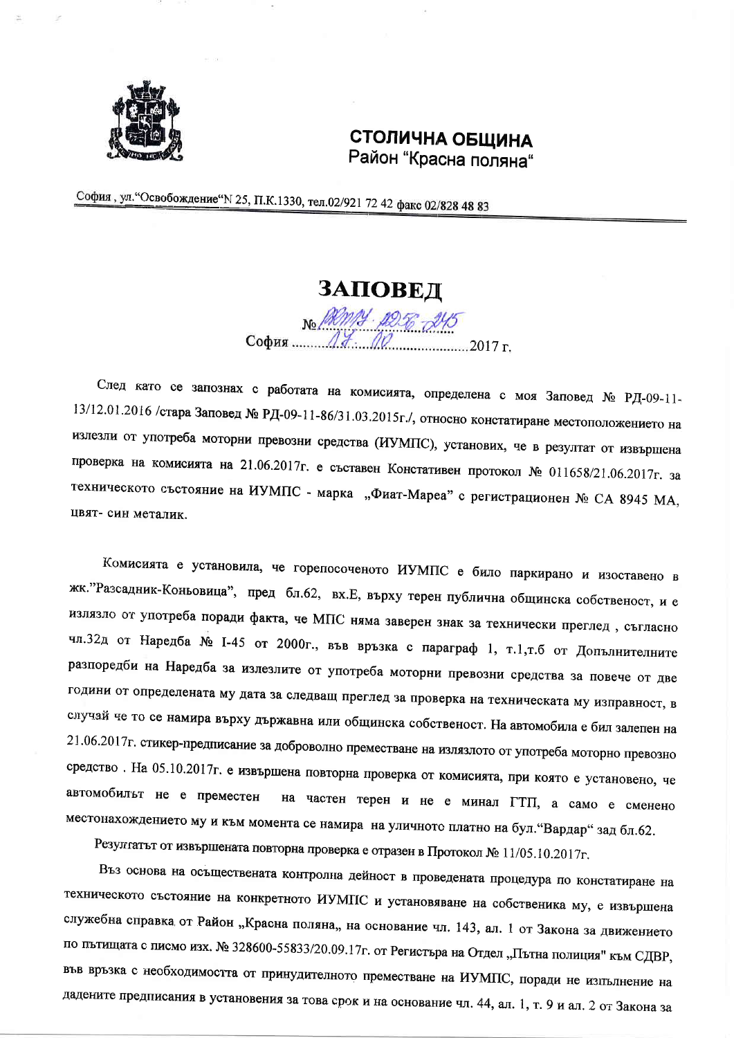**СТОЛИЧНА ОБЩИНА**
Район "Красна поляна"

София, ул."Освобождение"N 25, П.К.1330, тел.02/921 72 42 факс 02/828 48 83

# ЗАПОВЕД

№ РКП19-РД56-245
София ......17.10......................2017 г.

След като се запознах с работата на комисията, определена с моя Заповед № РД-09-11-13/12.01.2016 /стара Заповед № РД-09-11-86/31.03.2015г./, относно констатиране местоположението на излезли от употреба моторни превозни средства (ИУМПС), установих, че в резултат от извършена проверка на комисията на 21.06.2017г. е съставен Констативен протокол № 011658/21.06.2017г. за техническото състояние на ИУМПС - марка „Фиат-Мареа" с регистрационен № СА 8945 МА, цвят- син металик.

Комисията е установила, че горепосоченото ИУМПС е било паркирано и изоставено в жк."Разсадник-Коньовица", пред бл.62, вх.Е, върху терен публична общинска собственост, и е излязло от употреба поради факта, че МПС няма заверен знак за технически преглед, съгласно чл.32д от Наредба № І-45 от 2000г., във връзка с параграф 1, т.1,т.б от Допълнителните разпоредби на Наредба за излезлите от употреба моторни превозни средства за повече от две години от определената му дата за следващ преглед за проверка на техническата му изправност, в случай че то се намира върху държавна или общинска собственост. На автомобила е бил залепен на 21.06.2017г. стикер-предписание за доброволно преместване на излязлото от употреба моторно превозно средство. На 05.10.2017г. е извършена повторна проверка от комисията, при която е установено, че автомобилът не е преместен на частен терен и не е минал ГТП, а само е сменено местонахождението му и към момента се намира на уличното платно на бул."Вардар" зад бл.62.

Резултатът от извършената повторна проверка е отразен в Протокол № 11/05.10.2017г.

Въз основа на осъществената контролна дейност в проведената процедура по констатиране на техническото състояние на конкретното ИУМПС и установяване на собственика му, е извършена служебна справка от Район „Красна поляна„ на основание чл. 143, ал. 1 от Закона за движението по пътищата с писмо изх. № 328600-55833/20.09.17г. от Регистъра на Отдел „Пътна полиция" към СДВР, във връзка с необходимостта от принудителното преместване на ИУМПС, поради не изпълнение на дадените предписания в установения за това срок и на основание чл. 44, ал. 1, т. 9 и ал. 2 от Закона за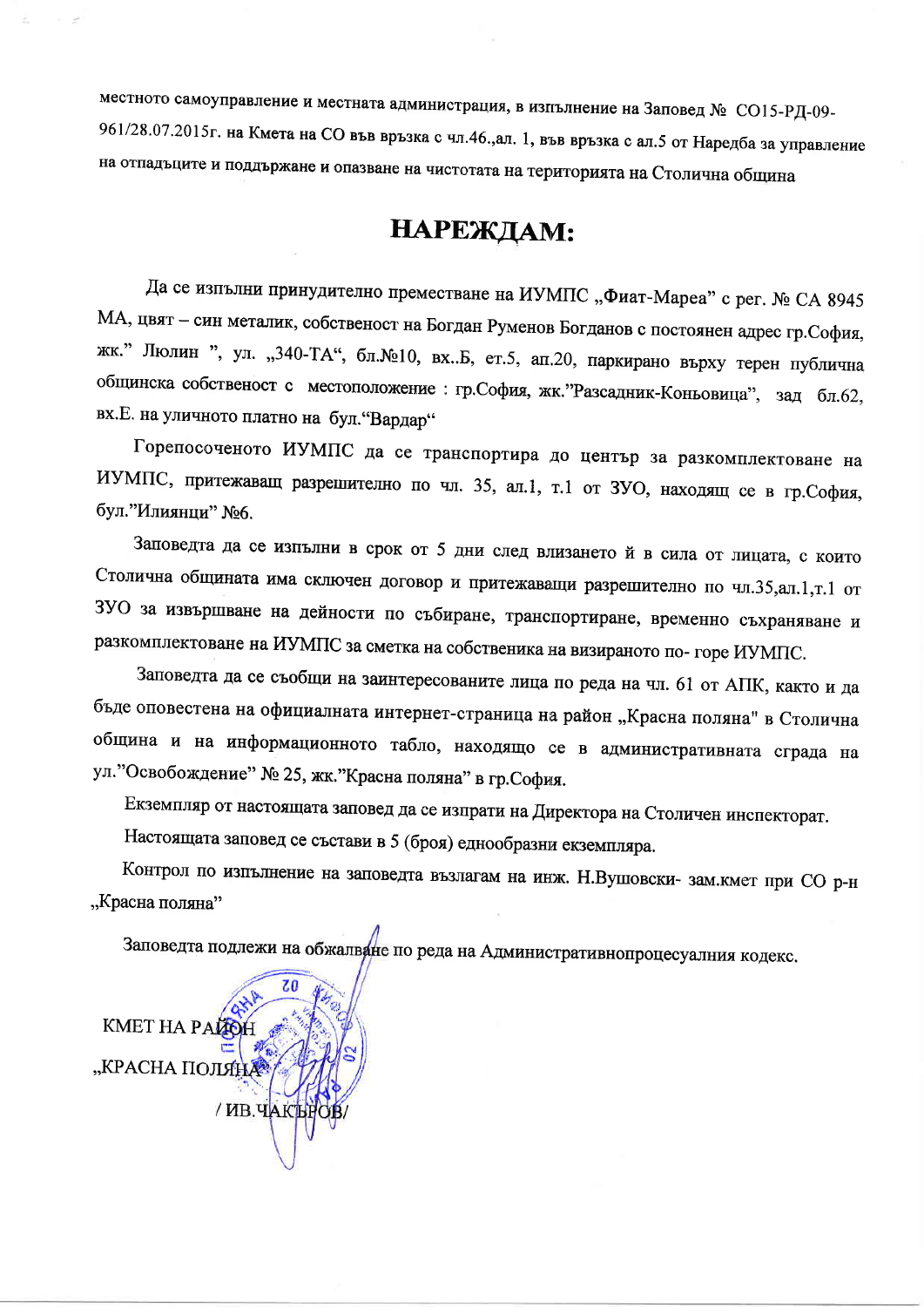местното самоуправление и местната администрация, в изпълнение на Заповед № СО15-РД-09-961/28.07.2015г. на Кмета на СО във връзка с чл.46.,ал. 1, във връзка с ал.5 от Наредба за управление на отпадъците и поддържане и опазване на чистотата на територията на Столична община

## НАРЕЖДАМ:

Да се изпълни принудително преместване на ИУМПС „Фиат-Мареа" с рег. № СА 8945 МА, цвят – син металик, собственост на Богдан Руменов Богданов с постоянен адрес гр.София, жк." Люлин ", ул. „340-ТА", бл.№10, вх..Б, ет.5, ап.20, паркирано върху терен публична общинска собственост с местоположение : гр.София, жк."Разсадник-Коньовица", зад бл.62, вх.Е. на уличното платно на бул."Вардар"

Горепосоченото ИУМПС да се транспортира до център за разкомплектоване на ИУМПС, притежаващ разрешително по чл. 35, ал.1, т.1 от ЗУО, находящ се в гр.София, бул."Илиянци" №6.

Заповедта да се изпълни в срок от 5 дни след влизането й в сила от лицата, с които Столична общината има сключен договор и притежаващи разрешително по чл.35,ал.1,т.1 от ЗУО за извършване на дейности по събиране, транспортиране, временно съхраняване и разкомплектоване на ИУМПС за сметка на собственика на визираното по- горе ИУМПС.

Заповедта да се съобщи на заинтересованите лица по реда на чл. 61 от АПК, както и да бъде оповестена на официалната интернет-страница на район „Красна поляна" в Столична община и на информационното табло, находящо се в административната сграда на ул."Освобождение" № 25, жк."Красна поляна" в гр.София.

Екземпляр от настоящата заповед да се изпрати на Директора на Столичен инспекторат.

Настоящата заповед се състави в 5 (броя) еднообразни екземпляра.

Контрол по изпълнение на заповедта възлагам на инж. Н.Вушовски- зам.кмет при СО р-н „Красна поляна"

Заповедта подлежи на обжалване по реда на Административнопроцесуалния кодекс.

КМЕТ НА РАЙОН
„КРАСНА ПОЛЯНА"

/ ИВ.ЧАКЪРОВ/